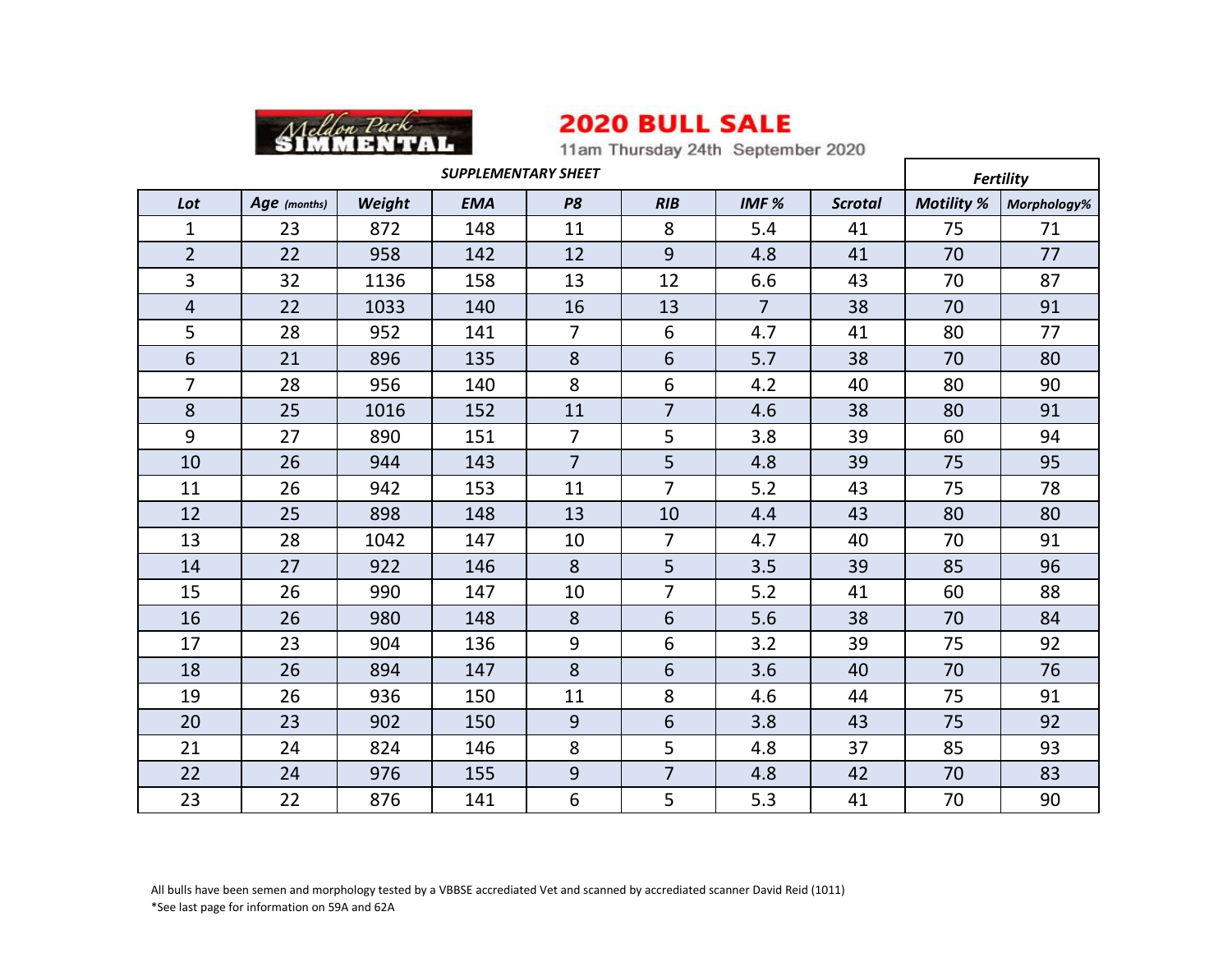Meldon Park SIMMENTAL

# 2020 BULL SALE

11am Thursday 24th September 2020

*SUPPLEMENTARY SHEET*

| *Lot* | *Age (months)* | *Weight* | *EMA* | *P8* | *RIB* | *IMF %* | *Scrotal* | *Fertility* | |
|---|---|---|---|---|---|---|---|---|---|
| | | | | | | | | *Motility %* | *Morphology%* |
| 1 | 23 | 872 | 148 | 11 | 8 | 5.4 | 41 | 75 | 71 |
| 2 | 22 | 958 | 142 | 12 | 9 | 4.8 | 41 | 70 | 77 |
| 3 | 32 | 1136 | 158 | 13 | 12 | 6.6 | 43 | 70 | 87 |
| 4 | 22 | 1033 | 140 | 16 | 13 | 7 | 38 | 70 | 91 |
| 5 | 28 | 952 | 141 | 7 | 6 | 4.7 | 41 | 80 | 77 |
| 6 | 21 | 896 | 135 | 8 | 6 | 5.7 | 38 | 70 | 80 |
| 7 | 28 | 956 | 140 | 8 | 6 | 4.2 | 40 | 80 | 90 |
| 8 | 25 | 1016 | 152 | 11 | 7 | 4.6 | 38 | 80 | 91 |
| 9 | 27 | 890 | 151 | 7 | 5 | 3.8 | 39 | 60 | 94 |
| 10 | 26 | 944 | 143 | 7 | 5 | 4.8 | 39 | 75 | 95 |
| 11 | 26 | 942 | 153 | 11 | 7 | 5.2 | 43 | 75 | 78 |
| 12 | 25 | 898 | 148 | 13 | 10 | 4.4 | 43 | 80 | 80 |
| 13 | 28 | 1042 | 147 | 10 | 7 | 4.7 | 40 | 70 | 91 |
| 14 | 27 | 922 | 146 | 8 | 5 | 3.5 | 39 | 85 | 96 |
| 15 | 26 | 990 | 147 | 10 | 7 | 5.2 | 41 | 60 | 88 |
| 16 | 26 | 980 | 148 | 8 | 6 | 5.6 | 38 | 70 | 84 |
| 17 | 23 | 904 | 136 | 9 | 6 | 3.2 | 39 | 75 | 92 |
| 18 | 26 | 894 | 147 | 8 | 6 | 3.6 | 40 | 70 | 76 |
| 19 | 26 | 936 | 150 | 11 | 8 | 4.6 | 44 | 75 | 91 |
| 20 | 23 | 902 | 150 | 9 | 6 | 3.8 | 43 | 75 | 92 |
| 21 | 24 | 824 | 146 | 8 | 5 | 4.8 | 37 | 85 | 93 |
| 22 | 24 | 976 | 155 | 9 | 7 | 4.8 | 42 | 70 | 83 |
| 23 | 22 | 876 | 141 | 6 | 5 | 5.3 | 41 | 70 | 90 |

All bulls have been semen and morphology tested by a VBBSE accrediated Vet and scanned by accrediated scanner David Reid (1011)

*See last page for information on 59A and 62A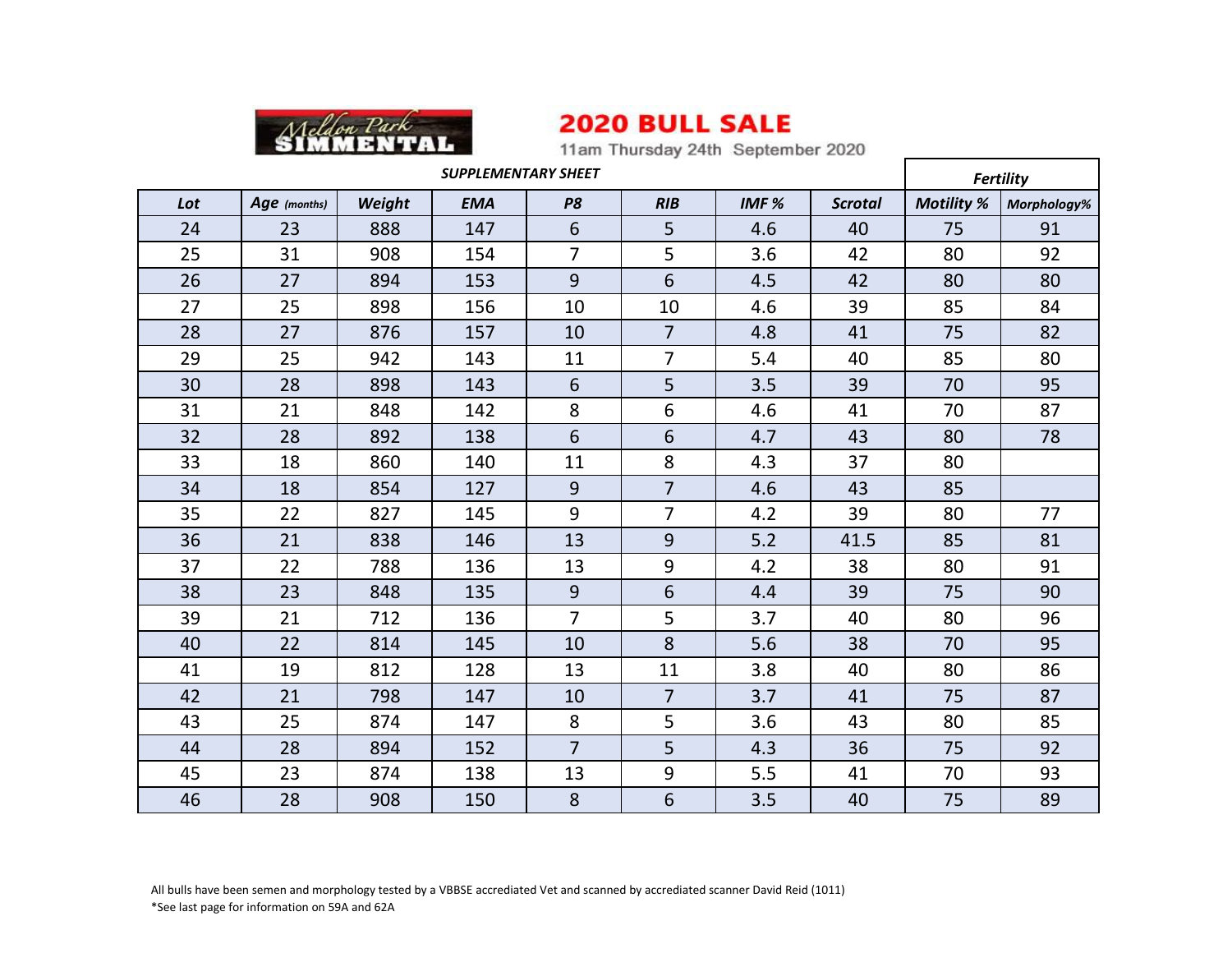Meldon Park SIMMENTAL

# 2020 BULL SALE

11am Thursday 24th September 2020

*SUPPLEMENTARY SHEET*

| Lot | Age (months) | Weight | EMA | P8 | RIB | IMF % | Scrotal | Fertility | |
|---|---|---|---|---|---|---|---|---|---|
| | | | | | | | | Motility % | Morphology% |
| 24 | 23 | 888 | 147 | 6 | 5 | 4.6 | 40 | 75 | 91 |
| 25 | 31 | 908 | 154 | 7 | 5 | 3.6 | 42 | 80 | 92 |
| 26 | 27 | 894 | 153 | 9 | 6 | 4.5 | 42 | 80 | 80 |
| 27 | 25 | 898 | 156 | 10 | 10 | 4.6 | 39 | 85 | 84 |
| 28 | 27 | 876 | 157 | 10 | 7 | 4.8 | 41 | 75 | 82 |
| 29 | 25 | 942 | 143 | 11 | 7 | 5.4 | 40 | 85 | 80 |
| 30 | 28 | 898 | 143 | 6 | 5 | 3.5 | 39 | 70 | 95 |
| 31 | 21 | 848 | 142 | 8 | 6 | 4.6 | 41 | 70 | 87 |
| 32 | 28 | 892 | 138 | 6 | 6 | 4.7 | 43 | 80 | 78 |
| 33 | 18 | 860 | 140 | 11 | 8 | 4.3 | 37 | 80 | |
| 34 | 18 | 854 | 127 | 9 | 7 | 4.6 | 43 | 85 | |
| 35 | 22 | 827 | 145 | 9 | 7 | 4.2 | 39 | 80 | 77 |
| 36 | 21 | 838 | 146 | 13 | 9 | 5.2 | 41.5 | 85 | 81 |
| 37 | 22 | 788 | 136 | 13 | 9 | 4.2 | 38 | 80 | 91 |
| 38 | 23 | 848 | 135 | 9 | 6 | 4.4 | 39 | 75 | 90 |
| 39 | 21 | 712 | 136 | 7 | 5 | 3.7 | 40 | 80 | 96 |
| 40 | 22 | 814 | 145 | 10 | 8 | 5.6 | 38 | 70 | 95 |
| 41 | 19 | 812 | 128 | 13 | 11 | 3.8 | 40 | 80 | 86 |
| 42 | 21 | 798 | 147 | 10 | 7 | 3.7 | 41 | 75 | 87 |
| 43 | 25 | 874 | 147 | 8 | 5 | 3.6 | 43 | 80 | 85 |
| 44 | 28 | 894 | 152 | 7 | 5 | 4.3 | 36 | 75 | 92 |
| 45 | 23 | 874 | 138 | 13 | 9 | 5.5 | 41 | 70 | 93 |
| 46 | 28 | 908 | 150 | 8 | 6 | 3.5 | 40 | 75 | 89 |

All bulls have been semen and morphology tested by a VBBSE accrediated Vet and scanned by accrediated scanner David Reid (1011)

*See last page for information on 59A and 62A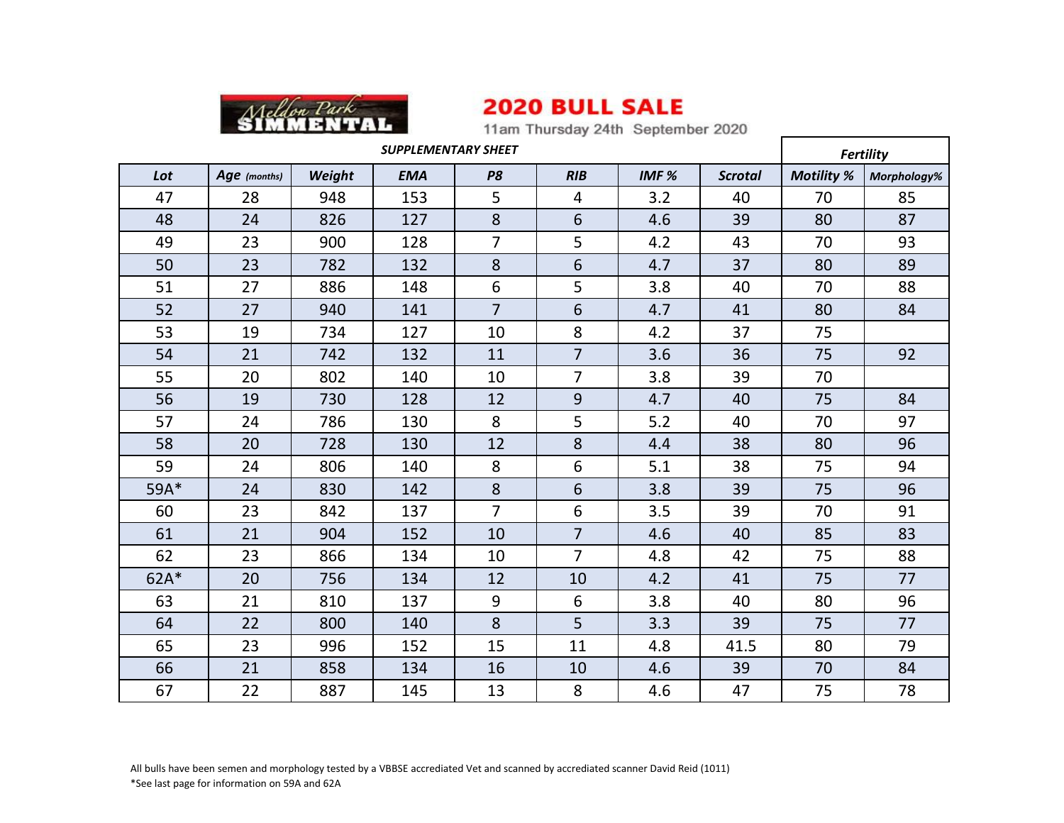Meldon Park SIMMENTAL

# 2020 BULL SALE

11am Thursday 24th September 2020

***SUPPLEMENTARY SHEET***

| *Lot* | *Age (months)* | *Weight* | *EMA* | *P8* | *RIB* | *IMF %* | *Scrotal* | *Fertility* | |
|---|---|---|---|---|---|---|---|---|---|
| | | | | | | | | *Motility %* | *Morphology%* |
| 47 | 28 | 948 | 153 | 5 | 4 | 3.2 | 40 | 70 | 85 |
| 48 | 24 | 826 | 127 | 8 | 6 | 4.6 | 39 | 80 | 87 |
| 49 | 23 | 900 | 128 | 7 | 5 | 4.2 | 43 | 70 | 93 |
| 50 | 23 | 782 | 132 | 8 | 6 | 4.7 | 37 | 80 | 89 |
| 51 | 27 | 886 | 148 | 6 | 5 | 3.8 | 40 | 70 | 88 |
| 52 | 27 | 940 | 141 | 7 | 6 | 4.7 | 41 | 80 | 84 |
| 53 | 19 | 734 | 127 | 10 | 8 | 4.2 | 37 | 75 | |
| 54 | 21 | 742 | 132 | 11 | 7 | 3.6 | 36 | 75 | 92 |
| 55 | 20 | 802 | 140 | 10 | 7 | 3.8 | 39 | 70 | |
| 56 | 19 | 730 | 128 | 12 | 9 | 4.7 | 40 | 75 | 84 |
| 57 | 24 | 786 | 130 | 8 | 5 | 5.2 | 40 | 70 | 97 |
| 58 | 20 | 728 | 130 | 12 | 8 | 4.4 | 38 | 80 | 96 |
| 59 | 24 | 806 | 140 | 8 | 6 | 5.1 | 38 | 75 | 94 |
| 59A* | 24 | 830 | 142 | 8 | 6 | 3.8 | 39 | 75 | 96 |
| 60 | 23 | 842 | 137 | 7 | 6 | 3.5 | 39 | 70 | 91 |
| 61 | 21 | 904 | 152 | 10 | 7 | 4.6 | 40 | 85 | 83 |
| 62 | 23 | 866 | 134 | 10 | 7 | 4.8 | 42 | 75 | 88 |
| 62A* | 20 | 756 | 134 | 12 | 10 | 4.2 | 41 | 75 | 77 |
| 63 | 21 | 810 | 137 | 9 | 6 | 3.8 | 40 | 80 | 96 |
| 64 | 22 | 800 | 140 | 8 | 5 | 3.3 | 39 | 75 | 77 |
| 65 | 23 | 996 | 152 | 15 | 11 | 4.8 | 41.5 | 80 | 79 |
| 66 | 21 | 858 | 134 | 16 | 10 | 4.6 | 39 | 70 | 84 |
| 67 | 22 | 887 | 145 | 13 | 8 | 4.6 | 47 | 75 | 78 |

All bulls have been semen and morphology tested by a VBBSE accrediated Vet and scanned by accrediated scanner David Reid (1011)

*See last page for information on 59A and 62A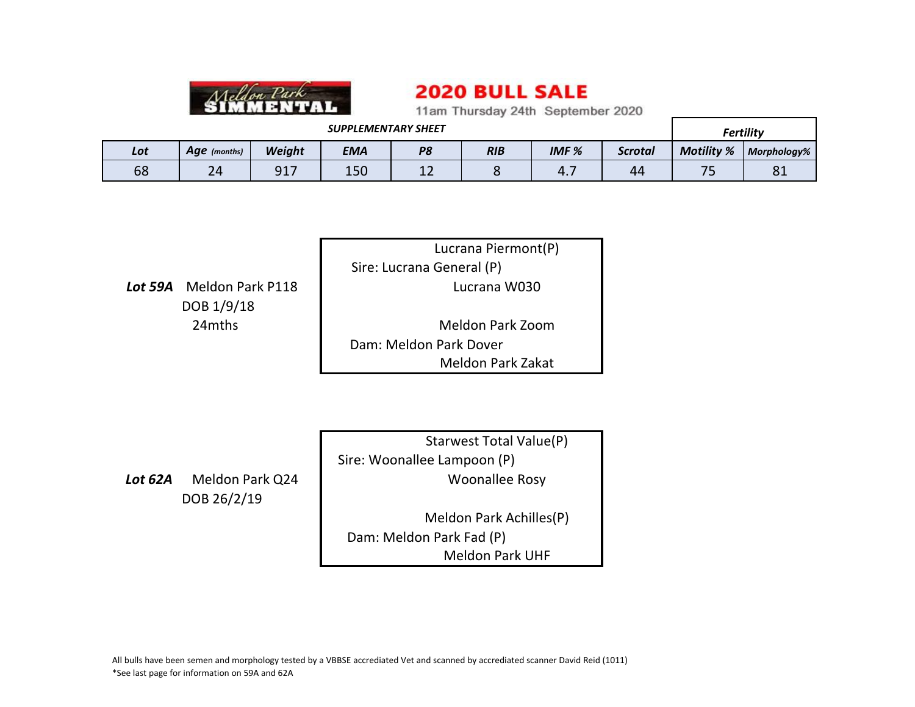**Meldon Park SIMMENTAL**

# 2020 BULL SALE

11am Thursday 24th September 2020

***SUPPLEMENTARY SHEET***

| *Lot* | *Age (months)* | *Weight* | *EMA* | *P8* | *RIB* | *IMF %* | *Scrotal* | *Fertility* | |
|---|---|---|---|---|---|---|---|---|---|
| | | | | | | | | *Motility %* | *Morphology%* |
| 68 | 24 | 917 | 150 | 12 | 8 | 4.7 | 44 | 75 | 81 |

***Lot 59A*** Meldon Park P118
DOB 1/9/18
24mths

Lucrana Piermont(P)
Sire: Lucrana General (P)
Lucrana W030

Meldon Park Zoom
Dam: Meldon Park Dover
Meldon Park Zakat

***Lot 62A*** Meldon Park Q24
DOB 26/2/19

Starwest Total Value(P)
Sire: Woonallee Lampoon (P)
Woonallee Rosy

Meldon Park Achilles(P)
Dam: Meldon Park Fad (P)
Meldon Park UHF

All bulls have been semen and morphology tested by a VBBSE accrediated Vet and scanned by accrediated scanner David Reid (1011)
*See last page for information on 59A and 62A